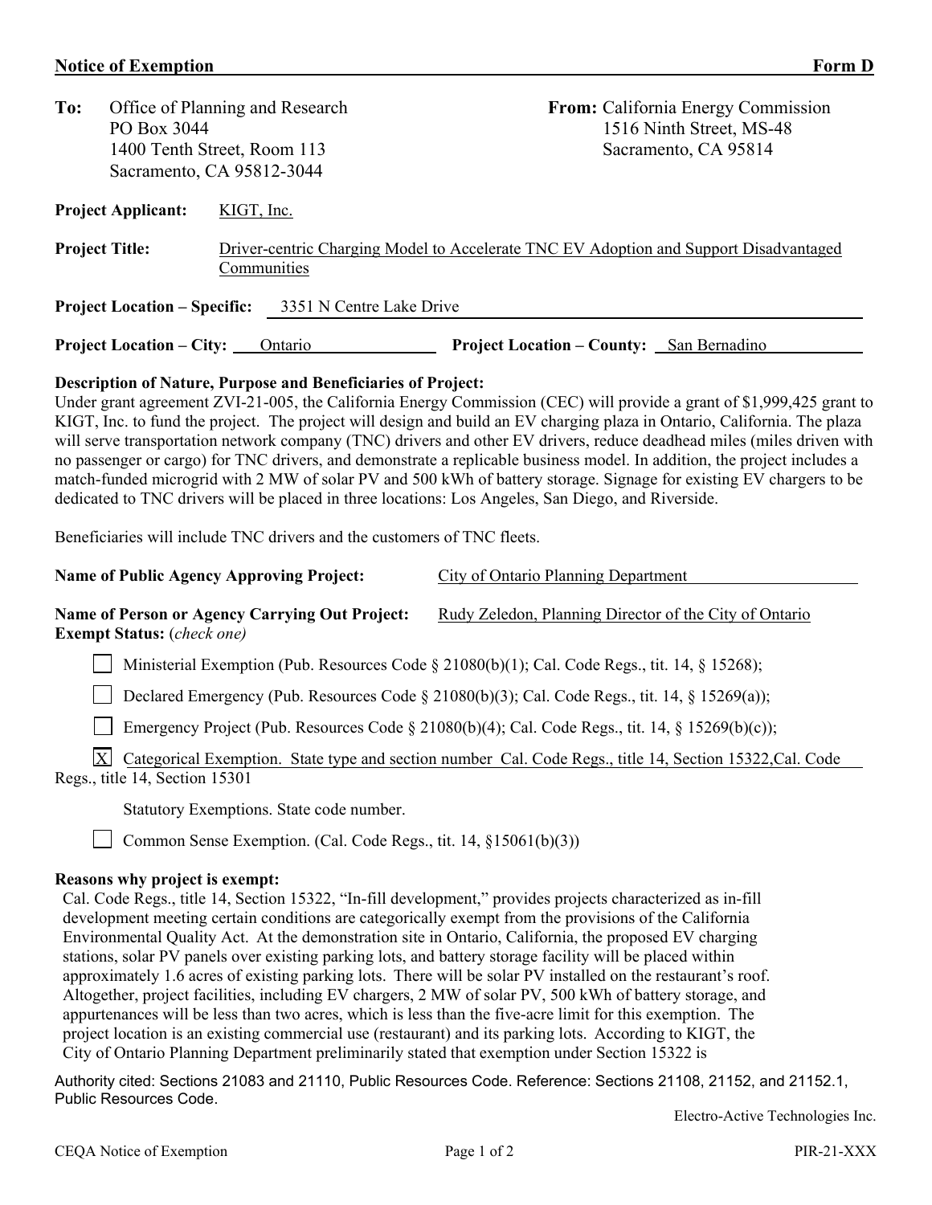**Notice of Exemption** **Form D**

**To:** Office of Planning and Research
PO Box 3044
1400 Tenth Street, Room 113
Sacramento, CA 95812-3044

**From:** California Energy Commission
1516 Ninth Street, MS-48
Sacramento, CA 95814

**Project Applicant:** KIGT, Inc.

**Project Title:** Driver-centric Charging Model to Accelerate TNC EV Adoption and Support Disadvantaged Communities

**Project Location – Specific:** 3351 N Centre Lake Drive

**Project Location – City:** Ontario **Project Location – County:** San Bernadino

**Description of Nature, Purpose and Beneficiaries of Project:**

Under grant agreement ZVI-21-005, the California Energy Commission (CEC) will provide a grant of $1,999,425 grant to KIGT, Inc. to fund the project. The project will design and build an EV charging plaza in Ontario, California. The plaza will serve transportation network company (TNC) drivers and other EV drivers, reduce deadhead miles (miles driven with no passenger or cargo) for TNC drivers, and demonstrate a replicable business model. In addition, the project includes a match-funded microgrid with 2 MW of solar PV and 500 kWh of battery storage. Signage for existing EV chargers to be dedicated to TNC drivers will be placed in three locations: Los Angeles, San Diego, and Riverside.

Beneficiaries will include TNC drivers and the customers of TNC fleets.

**Name of Public Agency Approving Project:** City of Ontario Planning Department

**Name of Person or Agency Carrying Out Project:** Rudy Zeledon, Planning Director of the City of Ontario

**Exempt Status:** (*check one*)

- [ ] Ministerial Exemption (Pub. Resources Code § 21080(b)(1); Cal. Code Regs., tit. 14, § 15268);
- [ ] Declared Emergency (Pub. Resources Code § 21080(b)(3); Cal. Code Regs., tit. 14, § 15269(a));
- [ ] Emergency Project (Pub. Resources Code § 21080(b)(4); Cal. Code Regs., tit. 14, § 15269(b)(c));
- [X] Categorical Exemption. State type and section number Cal. Code Regs., title 14, Section 15322,Cal. Code Regs., title 14, Section 15301
- Statutory Exemptions. State code number.
- [ ] Common Sense Exemption. (Cal. Code Regs., tit. 14, §15061(b)(3))

**Reasons why project is exempt:**

Cal. Code Regs., title 14, Section 15322, "In-fill development," provides projects characterized as in-fill development meeting certain conditions are categorically exempt from the provisions of the California Environmental Quality Act. At the demonstration site in Ontario, California, the proposed EV charging stations, solar PV panels over existing parking lots, and battery storage facility will be placed within approximately 1.6 acres of existing parking lots. There will be solar PV installed on the restaurant's roof. Altogether, project facilities, including EV chargers, 2 MW of solar PV, 500 kWh of battery storage, and appurtenances will be less than two acres, which is less than the five-acre limit for this exemption. The project location is an existing commercial use (restaurant) and its parking lots. According to KIGT, the City of Ontario Planning Department preliminarily stated that exemption under Section 15322 is

Authority cited: Sections 21083 and 21110, Public Resources Code. Reference: Sections 21108, 21152, and 21152.1, Public Resources Code.

Electro-Active Technologies Inc.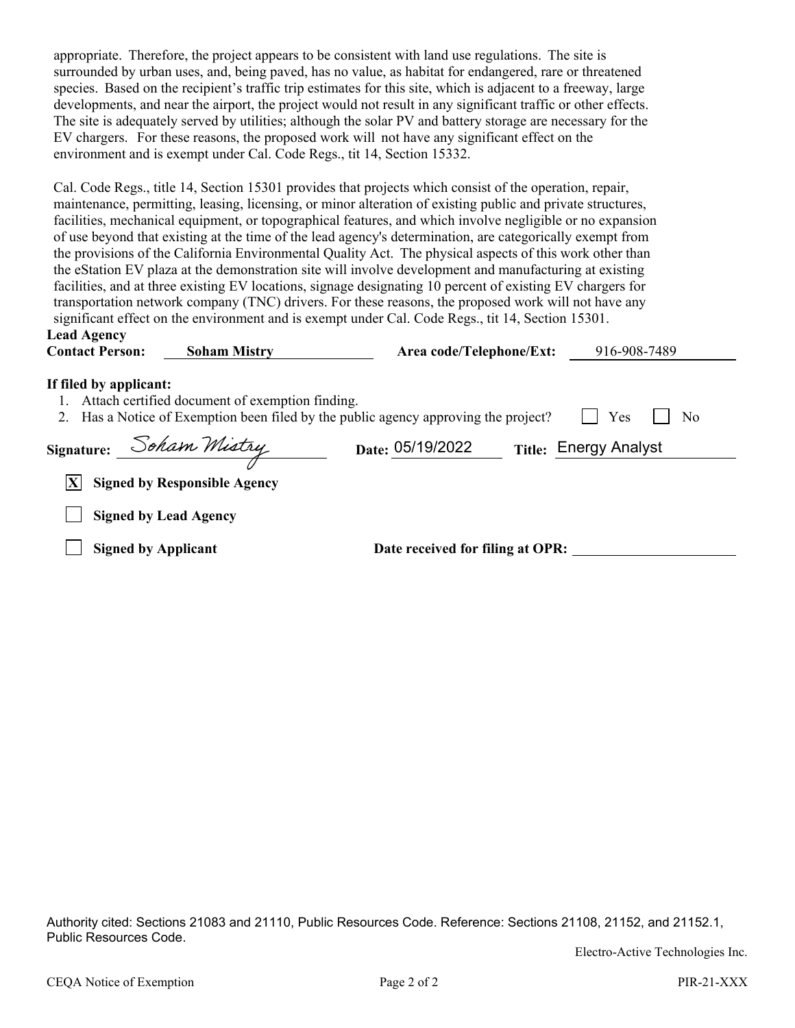appropriate. Therefore, the project appears to be consistent with land use regulations. The site is surrounded by urban uses, and, being paved, has no value, as habitat for endangered, rare or threatened species. Based on the recipient's traffic trip estimates for this site, which is adjacent to a freeway, large developments, and near the airport, the project would not result in any significant traffic or other effects. The site is adequately served by utilities; although the solar PV and battery storage are necessary for the EV chargers. For these reasons, the proposed work will not have any significant effect on the environment and is exempt under Cal. Code Regs., tit 14, Section 15332.

Cal. Code Regs., title 14, Section 15301 provides that projects which consist of the operation, repair, maintenance, permitting, leasing, licensing, or minor alteration of existing public and private structures, facilities, mechanical equipment, or topographical features, and which involve negligible or no expansion of use beyond that existing at the time of the lead agency's determination, are categorically exempt from the provisions of the California Environmental Quality Act. The physical aspects of this work other than the eStation EV plaza at the demonstration site will involve development and manufacturing at existing facilities, and at three existing EV locations, signage designating 10 percent of existing EV chargers for transportation network company (TNC) drivers. For these reasons, the proposed work will not have any significant effect on the environment and is exempt under Cal. Code Regs., tit 14, Section 15301.

**Lead Agency Contact Person:** Soham Mistry **Area code/Telephone/Ext:** 916-908-7489

**If filed by applicant:**

1. Attach certified document of exemption finding.
2. Has a Notice of Exemption been filed by the public agency approving the project? ☐ Yes ☐ No

**Signature:** Soham Mistry **Date:** 05/19/2022 **Title:** Energy Analyst

☒ **Signed by Responsible Agency**

☐ **Signed by Lead Agency**

☐ **Signed by Applicant** **Date received for filing at OPR:** ____________

Authority cited: Sections 21083 and 21110, Public Resources Code. Reference: Sections 21108, 21152, and 21152.1, Public Resources Code.

Electro-Active Technologies Inc.